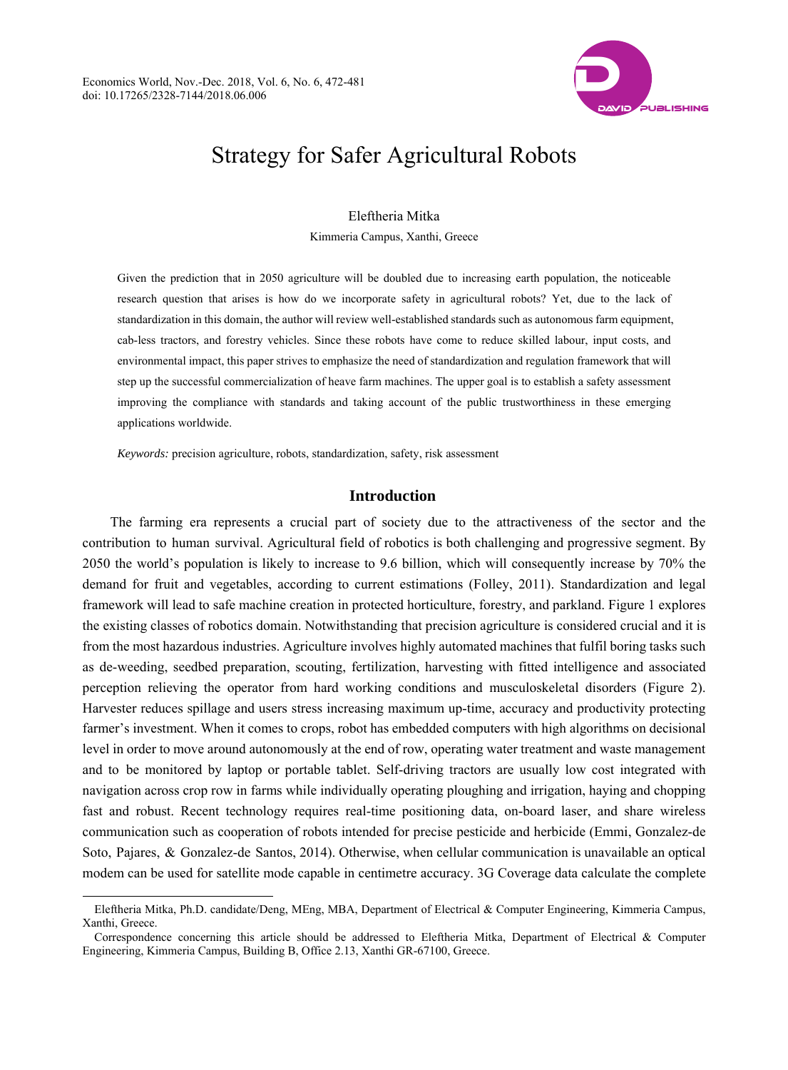# Strategy for Safer Agricultural Robots

Eleftheria Mitka

Kimmeria Campus, Xanthi, Greece

Given the prediction that in 2050 agriculture will be doubled due to increasing earth population, the noticeable research question that arises is how do we incorporate safety in agricultural robots? Yet, due to the lack of standardization in this domain, the author will review well-established standards such as autonomous farm equipment, cab-less tractors, and forestry vehicles. Since these robots have come to reduce skilled labour, input costs, and environmental impact, this paper strives to emphasize the need of standardization and regulation framework that will step up the successful commercialization of heave farm machines. The upper goal is to establish a safety assessment improving the compliance with standards and taking account of the public trustworthiness in these emerging applications worldwide.

*Keywords:* precision agriculture, robots, standardization, safety, risk assessment

## Introduction

The farming era represents a crucial part of society due to the attractiveness of the sector and the contribution to human survival. Agricultural field of robotics is both challenging and progressive segment. By 2050 the world's population is likely to increase to 9.6 billion, which will consequently increase by 70% the demand for fruit and vegetables, according to current estimations (Folley, 2011). Standardization and legal framework will lead to safe machine creation in protected horticulture, forestry, and parkland. Figure 1 explores the existing classes of robotics domain. Notwithstanding that precision agriculture is considered crucial and it is from the most hazardous industries. Agriculture involves highly automated machines that fulfil boring tasks such as de-weeding, seedbed preparation, scouting, fertilization, harvesting with fitted intelligence and associated perception relieving the operator from hard working conditions and musculoskeletal disorders (Figure 2). Harvester reduces spillage and users stress increasing maximum up-time, accuracy and productivity protecting farmer's investment. When it comes to crops, robot has embedded computers with high algorithms on decisional level in order to move around autonomously at the end of row, operating water treatment and waste management and to be monitored by laptop or portable tablet. Self-driving tractors are usually low cost integrated with navigation across crop row in farms while individually operating ploughing and irrigation, haying and chopping fast and robust. Recent technology requires real-time positioning data, on-board laser, and share wireless communication such as cooperation of robots intended for precise pesticide and herbicide (Emmi, Gonzalez-de Soto, Pajares, & Gonzalez-de Santos, 2014). Otherwise, when cellular communication is unavailable an optical modem can be used for satellite mode capable in centimetre accuracy. 3G Coverage data calculate the complete

---

Eleftheria Mitka, Ph.D. candidate/Deng, MEng, MBA, Department of Electrical & Computer Engineering, Kimmeria Campus, Xanthi, Greece.

Correspondence concerning this article should be addressed to Eleftheria Mitka, Department of Electrical & Computer Engineering, Kimmeria Campus, Building B, Office 2.13, Xanthi GR-67100, Greece.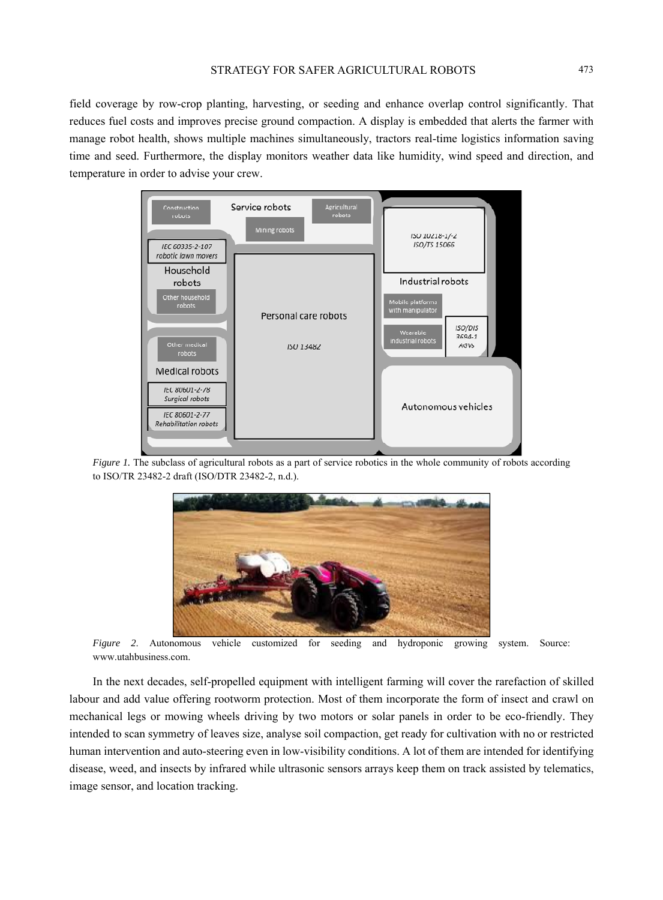field coverage by row-crop planting, harvesting, or seeding and enhance overlap control significantly. That reduces fuel costs and improves precise ground compaction. A display is embedded that alerts the farmer with manage robot health, shows multiple machines simultaneously, tractors real-time logistics information saving time and seed. Furthermore, the display monitors weather data like humidity, wind speed and direction, and temperature in order to advise your crew.

*Figure 1.* The subclass of agricultural robots as a part of service robotics in the whole community of robots according to ISO/TR 23482-2 draft (ISO/DTR 23482-2, n.d.).

*Figure 2.* Autonomous vehicle customized for seeding and hydroponic growing system. Source: www.utahbusiness.com.

In the next decades, self-propelled equipment with intelligent farming will cover the rarefaction of skilled labour and add value offering rootworm protection. Most of them incorporate the form of insect and crawl on mechanical legs or mowing wheels driving by two motors or solar panels in order to be eco-friendly. They intended to scan symmetry of leaves size, analyse soil compaction, get ready for cultivation with no or restricted human intervention and auto-steering even in low-visibility conditions. A lot of them are intended for identifying disease, weed, and insects by infrared while ultrasonic sensors arrays keep them on track assisted by telematics, image sensor, and location tracking.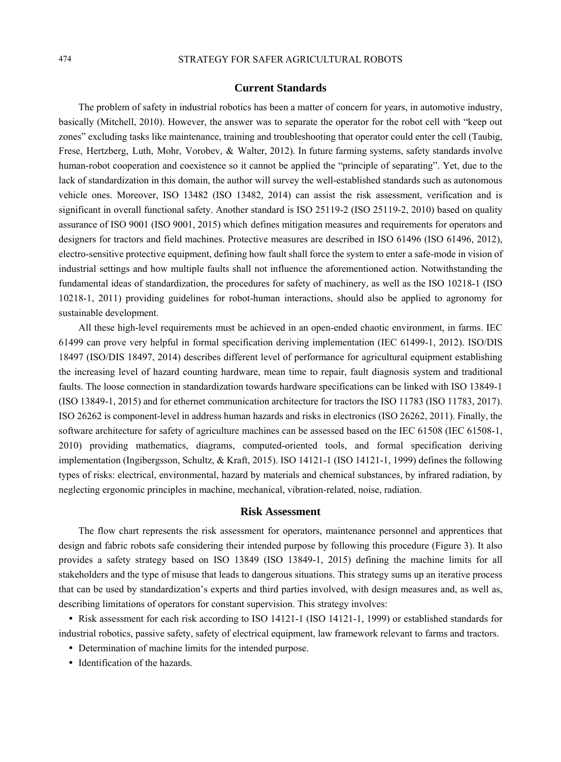## Current Standards

The problem of safety in industrial robotics has been a matter of concern for years, in automotive industry, basically (Mitchell, 2010). However, the answer was to separate the operator for the robot cell with "keep out zones" excluding tasks like maintenance, training and troubleshooting that operator could enter the cell (Taubig, Frese, Hertzberg, Luth, Mohr, Vorobev, & Walter, 2012). In future farming systems, safety standards involve human-robot cooperation and coexistence so it cannot be applied the "principle of separating". Yet, due to the lack of standardization in this domain, the author will survey the well-established standards such as autonomous vehicle ones. Moreover, ISO 13482 (ISO 13482, 2014) can assist the risk assessment, verification and is significant in overall functional safety. Another standard is ISO 25119-2 (ISO 25119-2, 2010) based on quality assurance of ISO 9001 (ISO 9001, 2015) which defines mitigation measures and requirements for operators and designers for tractors and field machines. Protective measures are described in ISO 61496 (ISO 61496, 2012), electro-sensitive protective equipment, defining how fault shall force the system to enter a safe-mode in vision of industrial settings and how multiple faults shall not influence the aforementioned action. Notwithstanding the fundamental ideas of standardization, the procedures for safety of machinery, as well as the ISO 10218-1 (ISO 10218-1, 2011) providing guidelines for robot-human interactions, should also be applied to agronomy for sustainable development.

All these high-level requirements must be achieved in an open-ended chaotic environment, in farms. IEC 61499 can prove very helpful in formal specification deriving implementation (IEC 61499-1, 2012). ISO/DIS 18497 (ISO/DIS 18497, 2014) describes different level of performance for agricultural equipment establishing the increasing level of hazard counting hardware, mean time to repair, fault diagnosis system and traditional faults. The loose connection in standardization towards hardware specifications can be linked with ISO 13849-1 (ISO 13849-1, 2015) and for ethernet communication architecture for tractors the ISO 11783 (ISO 11783, 2017). ISO 26262 is component-level in address human hazards and risks in electronics (ISO 26262, 2011). Finally, the software architecture for safety of agriculture machines can be assessed based on the IEC 61508 (IEC 61508-1, 2010) providing mathematics, diagrams, computed-oriented tools, and formal specification deriving implementation (Ingibergsson, Schultz, & Kraft, 2015). ISO 14121-1 (ISO 14121-1, 1999) defines the following types of risks: electrical, environmental, hazard by materials and chemical substances, by infrared radiation, by neglecting ergonomic principles in machine, mechanical, vibration-related, noise, radiation.

## Risk Assessment

The flow chart represents the risk assessment for operators, maintenance personnel and apprentices that design and fabric robots safe considering their intended purpose by following this procedure (Figure 3). It also provides a safety strategy based on ISO 13849 (ISO 13849-1, 2015) defining the machine limits for all stakeholders and the type of misuse that leads to dangerous situations. This strategy sums up an iterative process that can be used by standardization's experts and third parties involved, with design measures and, as well as, describing limitations of operators for constant supervision. This strategy involves:

- Risk assessment for each risk according to ISO 14121-1 (ISO 14121-1, 1999) or established standards for industrial robotics, passive safety, safety of electrical equipment, law framework relevant to farms and tractors.
- Determination of machine limits for the intended purpose.
- Identification of the hazards.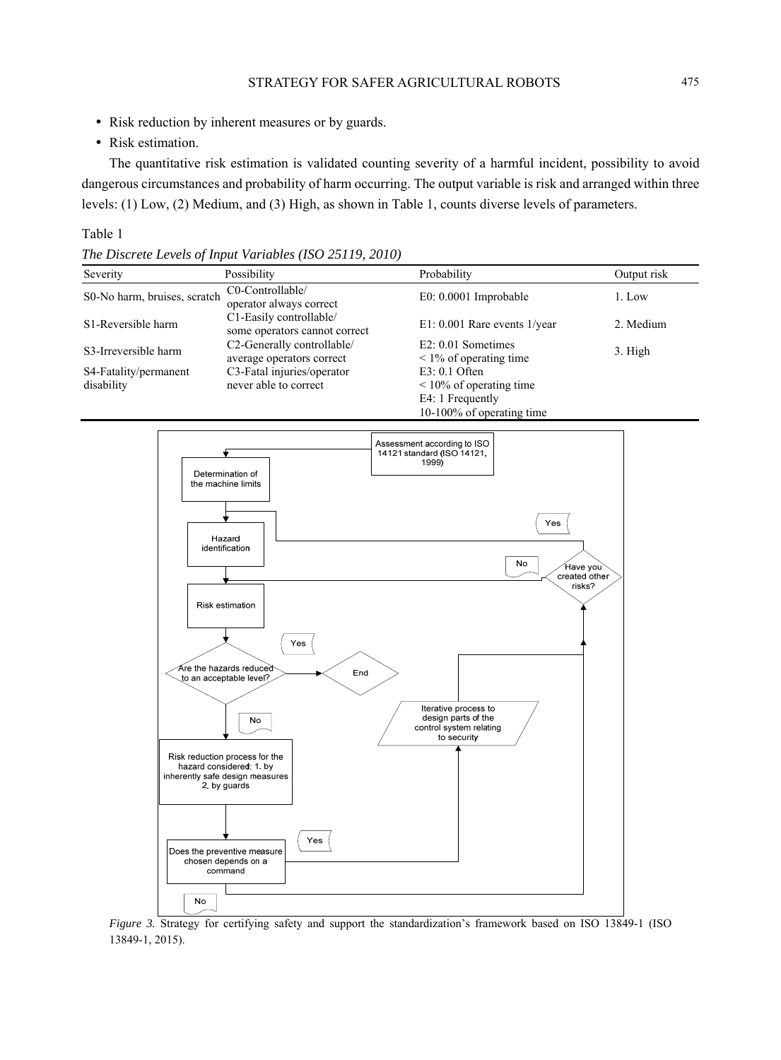- Risk reduction by inherent measures or by guards.
- Risk estimation.

The quantitative risk estimation is validated counting severity of a harmful incident, possibility to avoid dangerous circumstances and probability of harm occurring. The output variable is risk and arranged within three levels: (1) Low, (2) Medium, and (3) High, as shown in Table 1, counts diverse levels of parameters.

Table 1

*The Discrete Levels of Input Variables (ISO 25119, 2010)*

| Severity | Possibility | Probability | Output risk |
|---|---|---|---|
| S0-No harm, bruises, scratch | C0-Controllable/ operator always correct | E0: 0.0001 Improbable | 1. Low |
| S1-Reversible harm | C1-Easily controllable/ some operators cannot correct | E1: 0.001 Rare events 1/year | 2. Medium |
| S3-Irreversible harm | C2-Generally controllable/ average operators correct | E2: 0.01 Sometimes < 1% of operating time | 3. High |
| S4-Fatality/permanent disability | C3-Fatal injuries/operator never able to correct | E3: 0.1 Often < 10% of operating time E4: 1 Frequently 10-100% of operating time | |

*Figure 3.* Strategy for certifying safety and support the standardization's framework based on ISO 13849-1 (ISO 13849-1, 2015).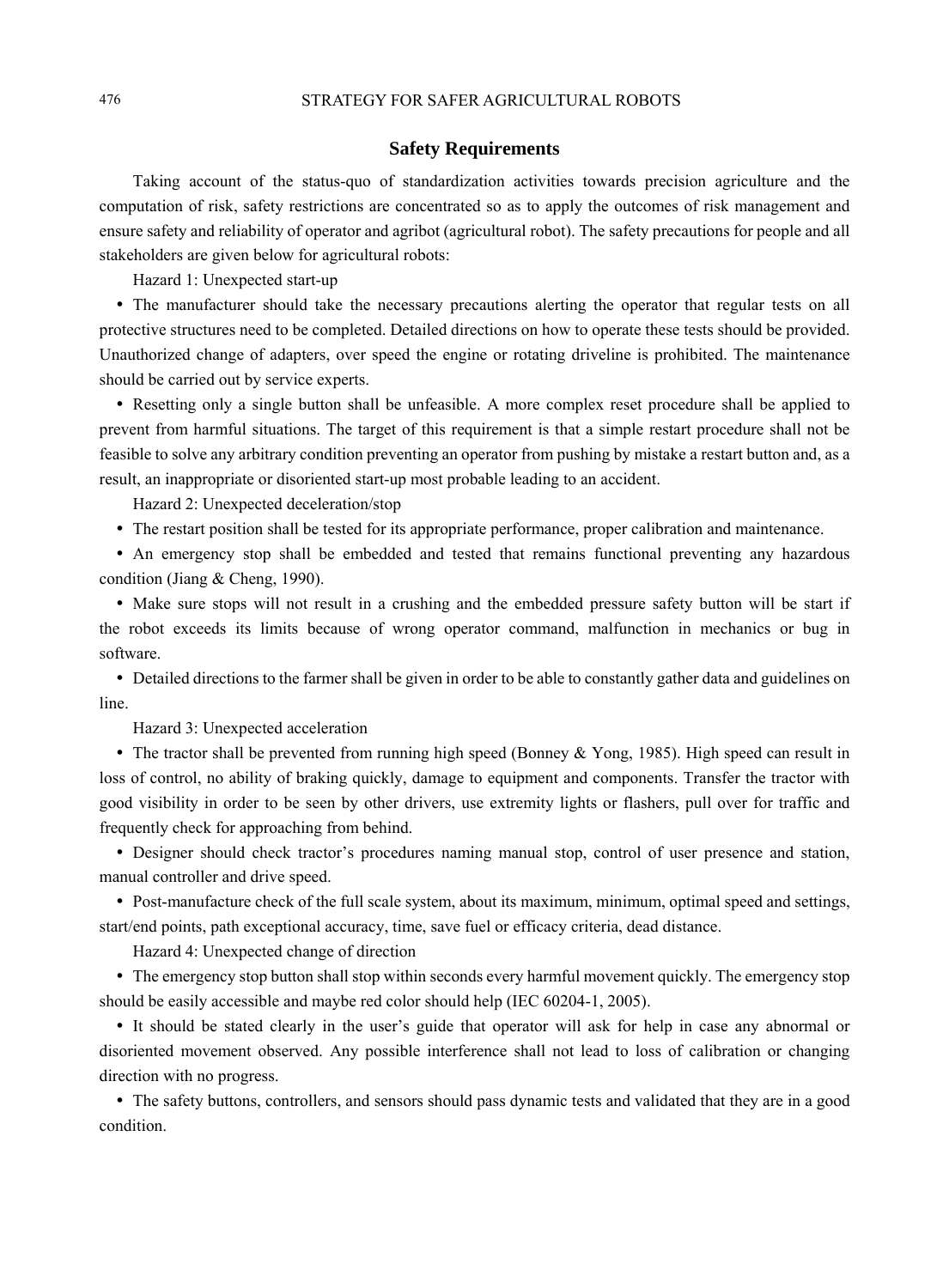## Safety Requirements

Taking account of the status-quo of standardization activities towards precision agriculture and the computation of risk, safety restrictions are concentrated so as to apply the outcomes of risk management and ensure safety and reliability of operator and agribot (agricultural robot). The safety precautions for people and all stakeholders are given below for agricultural robots:

Hazard 1: Unexpected start-up

- The manufacturer should take the necessary precautions alerting the operator that regular tests on all protective structures need to be completed. Detailed directions on how to operate these tests should be provided. Unauthorized change of adapters, over speed the engine or rotating driveline is prohibited. The maintenance should be carried out by service experts.
- Resetting only a single button shall be unfeasible. A more complex reset procedure shall be applied to prevent from harmful situations. The target of this requirement is that a simple restart procedure shall not be feasible to solve any arbitrary condition preventing an operator from pushing by mistake a restart button and, as a result, an inappropriate or disoriented start-up most probable leading to an accident.

Hazard 2: Unexpected deceleration/stop

- The restart position shall be tested for its appropriate performance, proper calibration and maintenance.
- An emergency stop shall be embedded and tested that remains functional preventing any hazardous condition (Jiang & Cheng, 1990).
- Make sure stops will not result in a crushing and the embedded pressure safety button will be start if the robot exceeds its limits because of wrong operator command, malfunction in mechanics or bug in software.
- Detailed directions to the farmer shall be given in order to be able to constantly gather data and guidelines on line.

Hazard 3: Unexpected acceleration

- The tractor shall be prevented from running high speed (Bonney & Yong, 1985). High speed can result in loss of control, no ability of braking quickly, damage to equipment and components. Transfer the tractor with good visibility in order to be seen by other drivers, use extremity lights or flashers, pull over for traffic and frequently check for approaching from behind.
- Designer should check tractor's procedures naming manual stop, control of user presence and station, manual controller and drive speed.
- Post-manufacture check of the full scale system, about its maximum, minimum, optimal speed and settings, start/end points, path exceptional accuracy, time, save fuel or efficacy criteria, dead distance.

Hazard 4: Unexpected change of direction

- The emergency stop button shall stop within seconds every harmful movement quickly. The emergency stop should be easily accessible and maybe red color should help (IEC 60204-1, 2005).
- It should be stated clearly in the user's guide that operator will ask for help in case any abnormal or disoriented movement observed. Any possible interference shall not lead to loss of calibration or changing direction with no progress.
- The safety buttons, controllers, and sensors should pass dynamic tests and validated that they are in a good condition.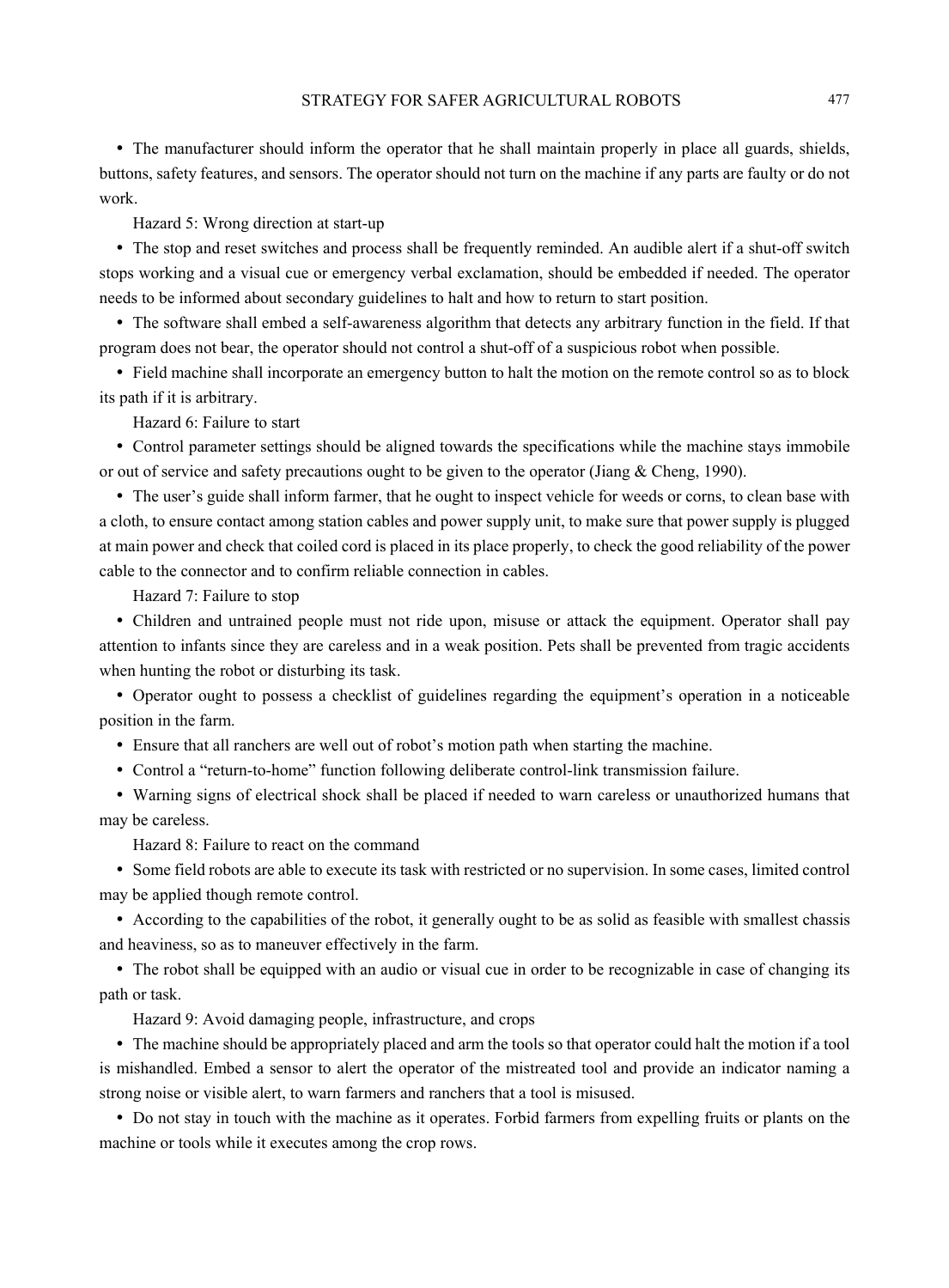- The manufacturer should inform the operator that he shall maintain properly in place all guards, shields, buttons, safety features, and sensors. The operator should not turn on the machine if any parts are faulty or do not work.

Hazard 5: Wrong direction at start-up

- The stop and reset switches and process shall be frequently reminded. An audible alert if a shut-off switch stops working and a visual cue or emergency verbal exclamation, should be embedded if needed. The operator needs to be informed about secondary guidelines to halt and how to return to start position.
- The software shall embed a self-awareness algorithm that detects any arbitrary function in the field. If that program does not bear, the operator should not control a shut-off of a suspicious robot when possible.
- Field machine shall incorporate an emergency button to halt the motion on the remote control so as to block its path if it is arbitrary.

Hazard 6: Failure to start

- Control parameter settings should be aligned towards the specifications while the machine stays immobile or out of service and safety precautions ought to be given to the operator (Jiang & Cheng, 1990).
- The user's guide shall inform farmer, that he ought to inspect vehicle for weeds or corns, to clean base with a cloth, to ensure contact among station cables and power supply unit, to make sure that power supply is plugged at main power and check that coiled cord is placed in its place properly, to check the good reliability of the power cable to the connector and to confirm reliable connection in cables.

Hazard 7: Failure to stop

- Children and untrained people must not ride upon, misuse or attack the equipment. Operator shall pay attention to infants since they are careless and in a weak position. Pets shall be prevented from tragic accidents when hunting the robot or disturbing its task.
- Operator ought to possess a checklist of guidelines regarding the equipment's operation in a noticeable position in the farm.
- Ensure that all ranchers are well out of robot's motion path when starting the machine.
- Control a "return-to-home" function following deliberate control-link transmission failure.
- Warning signs of electrical shock shall be placed if needed to warn careless or unauthorized humans that may be careless.

Hazard 8: Failure to react on the command

- Some field robots are able to execute its task with restricted or no supervision. In some cases, limited control may be applied though remote control.
- According to the capabilities of the robot, it generally ought to be as solid as feasible with smallest chassis and heaviness, so as to maneuver effectively in the farm.
- The robot shall be equipped with an audio or visual cue in order to be recognizable in case of changing its path or task.

Hazard 9: Avoid damaging people, infrastructure, and crops

- The machine should be appropriately placed and arm the tools so that operator could halt the motion if a tool is mishandled. Embed a sensor to alert the operator of the mistreated tool and provide an indicator naming a strong noise or visible alert, to warn farmers and ranchers that a tool is misused.
- Do not stay in touch with the machine as it operates. Forbid farmers from expelling fruits or plants on the machine or tools while it executes among the crop rows.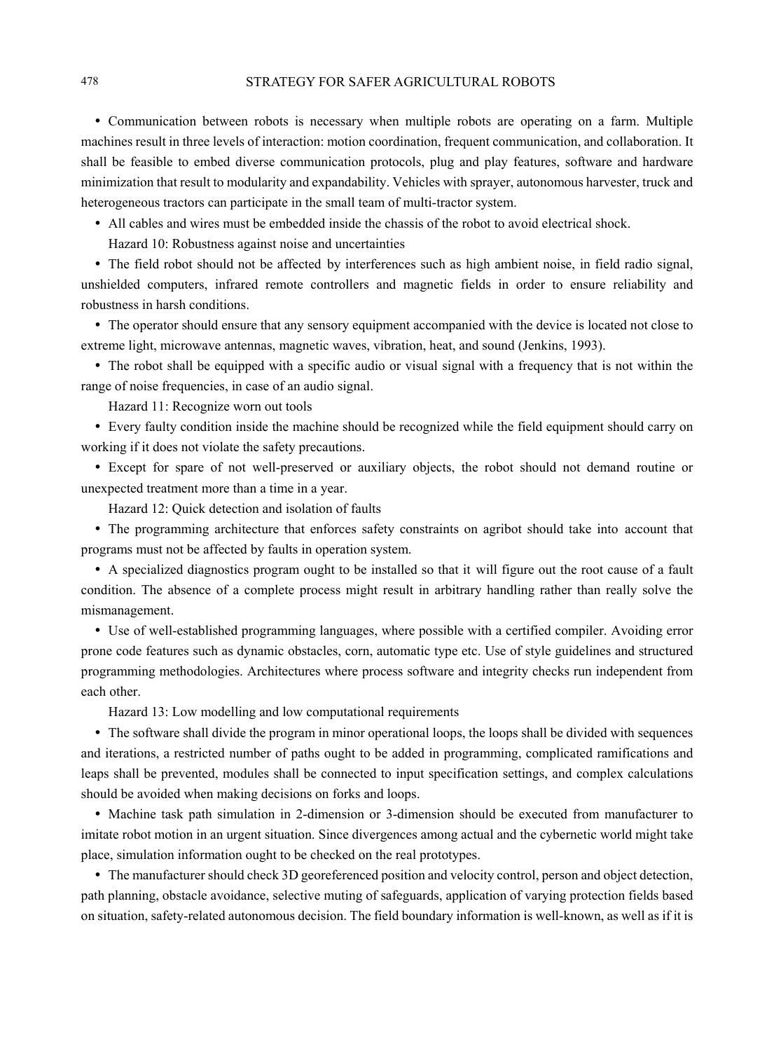- Communication between robots is necessary when multiple robots are operating on a farm. Multiple machines result in three levels of interaction: motion coordination, frequent communication, and collaboration. It shall be feasible to embed diverse communication protocols, plug and play features, software and hardware minimization that result to modularity and expandability. Vehicles with sprayer, autonomous harvester, truck and heterogeneous tractors can participate in the small team of multi-tractor system.
- All cables and wires must be embedded inside the chassis of the robot to avoid electrical shock.

Hazard 10: Robustness against noise and uncertainties

- The field robot should not be affected by interferences such as high ambient noise, in field radio signal, unshielded computers, infrared remote controllers and magnetic fields in order to ensure reliability and robustness in harsh conditions.
- The operator should ensure that any sensory equipment accompanied with the device is located not close to extreme light, microwave antennas, magnetic waves, vibration, heat, and sound (Jenkins, 1993).
- The robot shall be equipped with a specific audio or visual signal with a frequency that is not within the range of noise frequencies, in case of an audio signal.

Hazard 11: Recognize worn out tools

- Every faulty condition inside the machine should be recognized while the field equipment should carry on working if it does not violate the safety precautions.
- Except for spare of not well-preserved or auxiliary objects, the robot should not demand routine or unexpected treatment more than a time in a year.

Hazard 12: Quick detection and isolation of faults

- The programming architecture that enforces safety constraints on agribot should take into account that programs must not be affected by faults in operation system.
- A specialized diagnostics program ought to be installed so that it will figure out the root cause of a fault condition. The absence of a complete process might result in arbitrary handling rather than really solve the mismanagement.
- Use of well-established programming languages, where possible with a certified compiler. Avoiding error prone code features such as dynamic obstacles, corn, automatic type etc. Use of style guidelines and structured programming methodologies. Architectures where process software and integrity checks run independent from each other.

Hazard 13: Low modelling and low computational requirements

- The software shall divide the program in minor operational loops, the loops shall be divided with sequences and iterations, a restricted number of paths ought to be added in programming, complicated ramifications and leaps shall be prevented, modules shall be connected to input specification settings, and complex calculations should be avoided when making decisions on forks and loops.
- Machine task path simulation in 2-dimension or 3-dimension should be executed from manufacturer to imitate robot motion in an urgent situation. Since divergences among actual and the cybernetic world might take place, simulation information ought to be checked on the real prototypes.
- The manufacturer should check 3D georeferenced position and velocity control, person and object detection, path planning, obstacle avoidance, selective muting of safeguards, application of varying protection fields based on situation, safety-related autonomous decision. The field boundary information is well-known, as well as if it is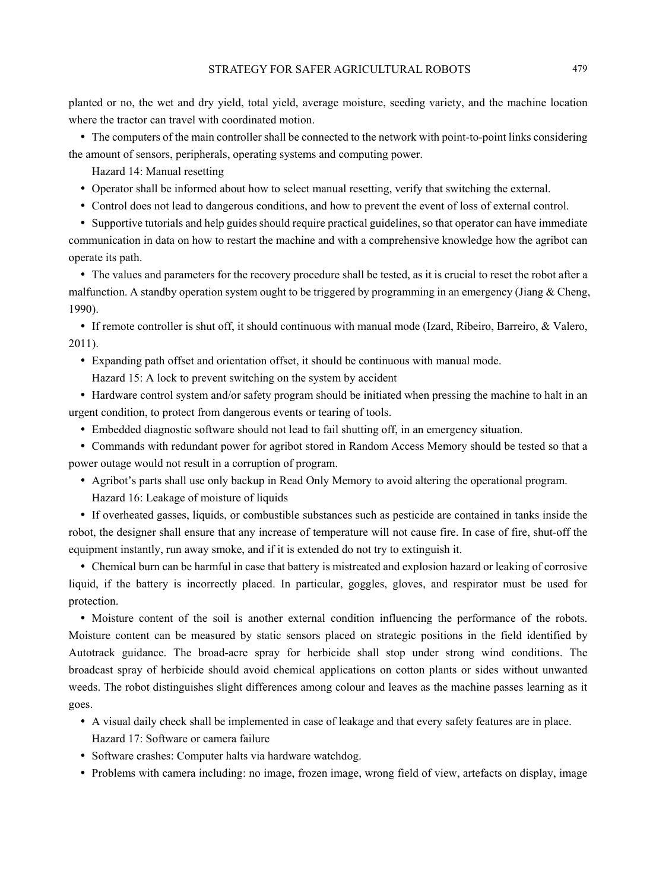planted or no, the wet and dry yield, total yield, average moisture, seeding variety, and the machine location where the tractor can travel with coordinated motion.

- The computers of the main controller shall be connected to the network with point-to-point links considering the amount of sensors, peripherals, operating systems and computing power.

Hazard 14: Manual resetting

- Operator shall be informed about how to select manual resetting, verify that switching the external.
- Control does not lead to dangerous conditions, and how to prevent the event of loss of external control.
- Supportive tutorials and help guides should require practical guidelines, so that operator can have immediate communication in data on how to restart the machine and with a comprehensive knowledge how the agribot can operate its path.
- The values and parameters for the recovery procedure shall be tested, as it is crucial to reset the robot after a malfunction. A standby operation system ought to be triggered by programming in an emergency (Jiang & Cheng, 1990).
- If remote controller is shut off, it should continuous with manual mode (Izard, Ribeiro, Barreiro, & Valero, 2011).
- Expanding path offset and orientation offset, it should be continuous with manual mode.

Hazard 15: A lock to prevent switching on the system by accident

- Hardware control system and/or safety program should be initiated when pressing the machine to halt in an urgent condition, to protect from dangerous events or tearing of tools.
- Embedded diagnostic software should not lead to fail shutting off, in an emergency situation.
- Commands with redundant power for agribot stored in Random Access Memory should be tested so that a power outage would not result in a corruption of program.
- Agribot's parts shall use only backup in Read Only Memory to avoid altering the operational program.

Hazard 16: Leakage of moisture of liquids

- If overheated gasses, liquids, or combustible substances such as pesticide are contained in tanks inside the robot, the designer shall ensure that any increase of temperature will not cause fire. In case of fire, shut-off the equipment instantly, run away smoke, and if it is extended do not try to extinguish it.
- Chemical burn can be harmful in case that battery is mistreated and explosion hazard or leaking of corrosive liquid, if the battery is incorrectly placed. In particular, goggles, gloves, and respirator must be used for protection.
- Moisture content of the soil is another external condition influencing the performance of the robots. Moisture content can be measured by static sensors placed on strategic positions in the field identified by Autotrack guidance. The broad-acre spray for herbicide shall stop under strong wind conditions. The broadcast spray of herbicide should avoid chemical applications on cotton plants or sides without unwanted weeds. The robot distinguishes slight differences among colour and leaves as the machine passes learning as it goes.
- A visual daily check shall be implemented in case of leakage and that every safety features are in place.

Hazard 17: Software or camera failure

- Software crashes: Computer halts via hardware watchdog.
- Problems with camera including: no image, frozen image, wrong field of view, artefacts on display, image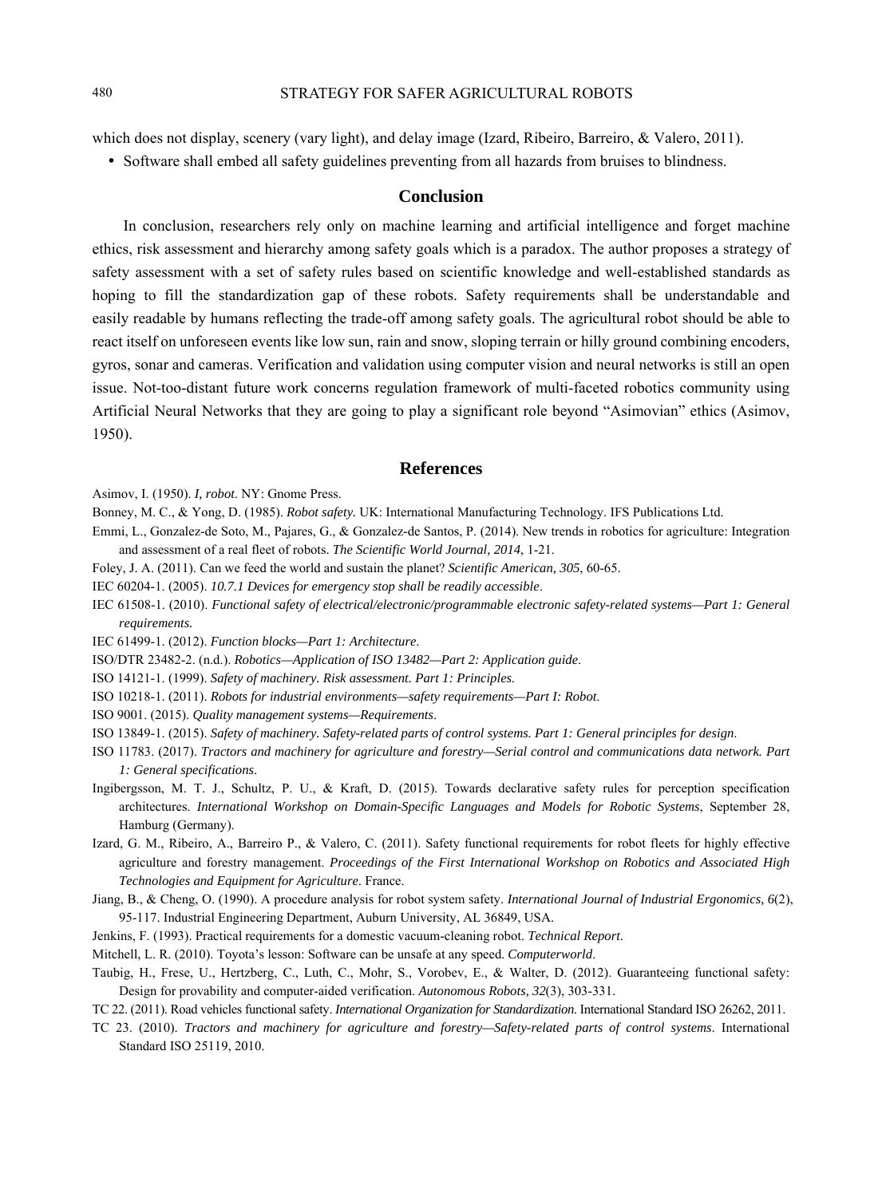which does not display, scenery (vary light), and delay image (Izard, Ribeiro, Barreiro, & Valero, 2011).

- Software shall embed all safety guidelines preventing from all hazards from bruises to blindness.

## Conclusion

In conclusion, researchers rely only on machine learning and artificial intelligence and forget machine ethics, risk assessment and hierarchy among safety goals which is a paradox. The author proposes a strategy of safety assessment with a set of safety rules based on scientific knowledge and well-established standards as hoping to fill the standardization gap of these robots. Safety requirements shall be understandable and easily readable by humans reflecting the trade-off among safety goals. The agricultural robot should be able to react itself on unforeseen events like low sun, rain and snow, sloping terrain or hilly ground combining encoders, gyros, sonar and cameras. Verification and validation using computer vision and neural networks is still an open issue. Not-too-distant future work concerns regulation framework of multi-faceted robotics community using Artificial Neural Networks that they are going to play a significant role beyond "Asimovian" ethics (Asimov, 1950).

## References

Asimov, I. (1950). *I, robot*. NY: Gnome Press.

Bonney, M. C., & Yong, D. (1985). *Robot safety*. UK: International Manufacturing Technology. IFS Publications Ltd.

Emmi, L., Gonzalez-de Soto, M., Pajares, G., & Gonzalez-de Santos, P. (2014). New trends in robotics for agriculture: Integration and assessment of a real fleet of robots. *The Scientific World Journal, 2014*, 1-21.

Foley, J. A. (2011). Can we feed the world and sustain the planet? *Scientific American, 305*, 60-65.

IEC 60204-1. (2005). *10.7.1 Devices for emergency stop shall be readily accessible*.

IEC 61508-1. (2010). *Functional safety of electrical/electronic/programmable electronic safety-related systems—Part 1: General requirements.*

IEC 61499-1. (2012). *Function blocks—Part 1: Architecture*.

ISO/DTR 23482-2. (n.d.). *Robotics—Application of ISO 13482—Part 2: Application guide*.

ISO 14121-1. (1999). *Safety of machinery. Risk assessment. Part 1: Principles*.

ISO 10218-1. (2011). *Robots for industrial environments—safety requirements—Part I: Robot*.

ISO 9001. (2015). *Quality management systems—Requirements*.

ISO 13849-1. (2015). *Safety of machinery. Safety-related parts of control systems. Part 1: General principles for design*.

ISO 11783. (2017). *Tractors and machinery for agriculture and forestry—Serial control and communications data network. Part 1: General specifications*.

Ingibergsson, M. T. J., Schultz, P. U., & Kraft, D. (2015). Towards declarative safety rules for perception specification architectures. *International Workshop on Domain-Specific Languages and Models for Robotic Systems*, September 28, Hamburg (Germany).

Izard, G. M., Ribeiro, A., Barreiro P., & Valero, C. (2011). Safety functional requirements for robot fleets for highly effective agriculture and forestry management. *Proceedings of the First International Workshop on Robotics and Associated High Technologies and Equipment for Agriculture*. France.

Jiang, B., & Cheng, O. (1990). A procedure analysis for robot system safety. *International Journal of Industrial Ergonomics, 6*(2), 95-117. Industrial Engineering Department, Auburn University, AL 36849, USA.

Jenkins, F. (1993). Practical requirements for a domestic vacuum-cleaning robot. *Technical Report*.

Mitchell, L. R. (2010). Toyota's lesson: Software can be unsafe at any speed. *Computerworld*.

Taubig, H., Frese, U., Hertzberg, C., Luth, C., Mohr, S., Vorobev, E., & Walter, D. (2012). Guaranteeing functional safety: Design for provability and computer-aided verification. *Autonomous Robots, 32*(3), 303-331.

TC 22. (2011). Road vehicles functional safety. *International Organization for Standardization*. International Standard ISO 26262, 2011.

TC 23. (2010). *Tractors and machinery for agriculture and forestry—Safety-related parts of control systems*. International Standard ISO 25119, 2010.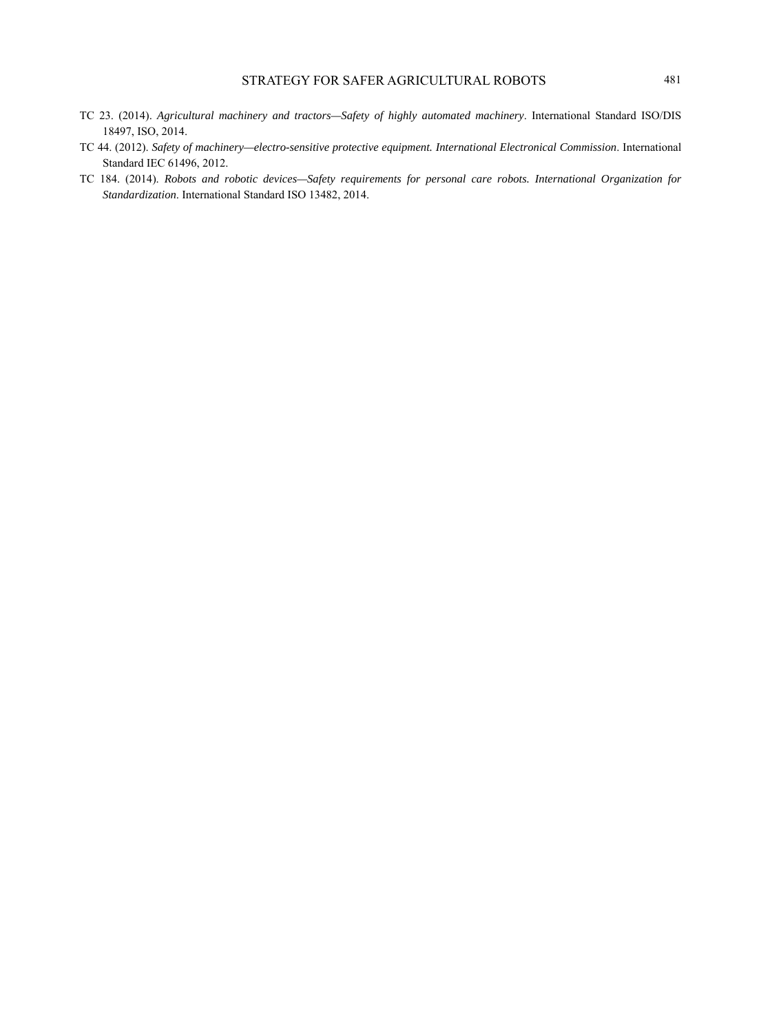TC 23. (2014). *Agricultural machinery and tractors—Safety of highly automated machinery*. International Standard ISO/DIS 18497, ISO, 2014.

TC 44. (2012). *Safety of machinery—electro-sensitive protective equipment. International Electronical Commission*. International Standard IEC 61496, 2012.

TC 184. (2014). *Robots and robotic devices—Safety requirements for personal care robots. International Organization for Standardization*. International Standard ISO 13482, 2014.